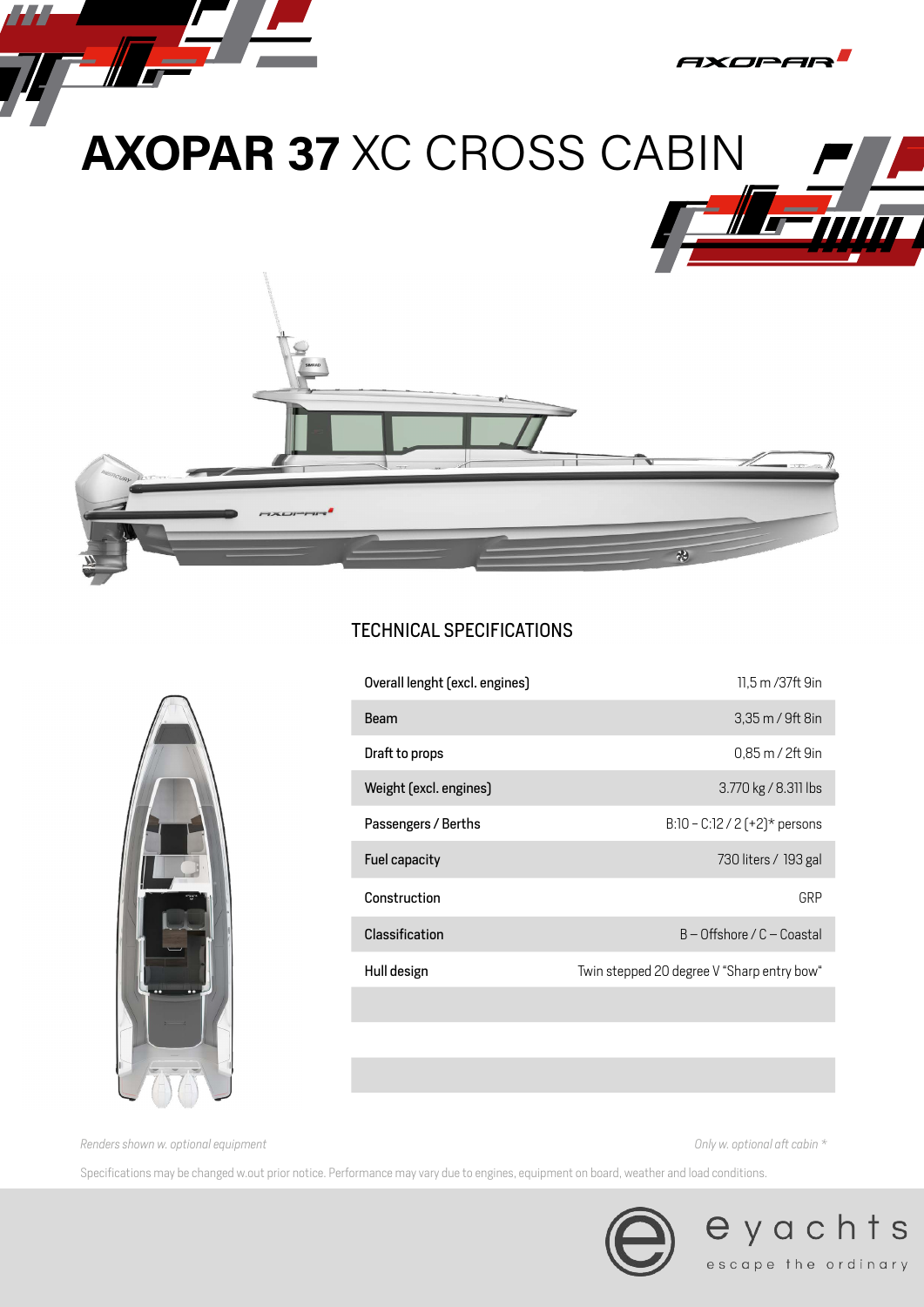# **AXOPAR 37** XC CROSS CABIN

## TECHNICAL SPECIFICATIONS

| | |
|---|---|
| Overall lenght (excl. engines) | 11,5 m /37ft 9in |
| Beam | 3,35 m / 9ft 8in |
| Draft to props | 0,85 m / 2ft 9in |
| Weight (excl. engines) | 3.770 kg / 8.311 lbs |
| Passengers / Berths | B:10 – C:12 / 2 (+2)* persons |
| Fuel capacity | 730 liters / 193 gal |
| Construction | GRP |
| Classification | B – Offshore / C – Coastal |
| Hull design | Twin stepped 20 degree V "Sharp entry bow" |
| | |
| | |
| | |

*Renders shown w. optional equipment*

*Only w. optional aft cabin **

Specifications may be changed w.out prior notice. Performance may vary due to engines, equipment on board, weather and load conditions.

eyachts
escape the ordinary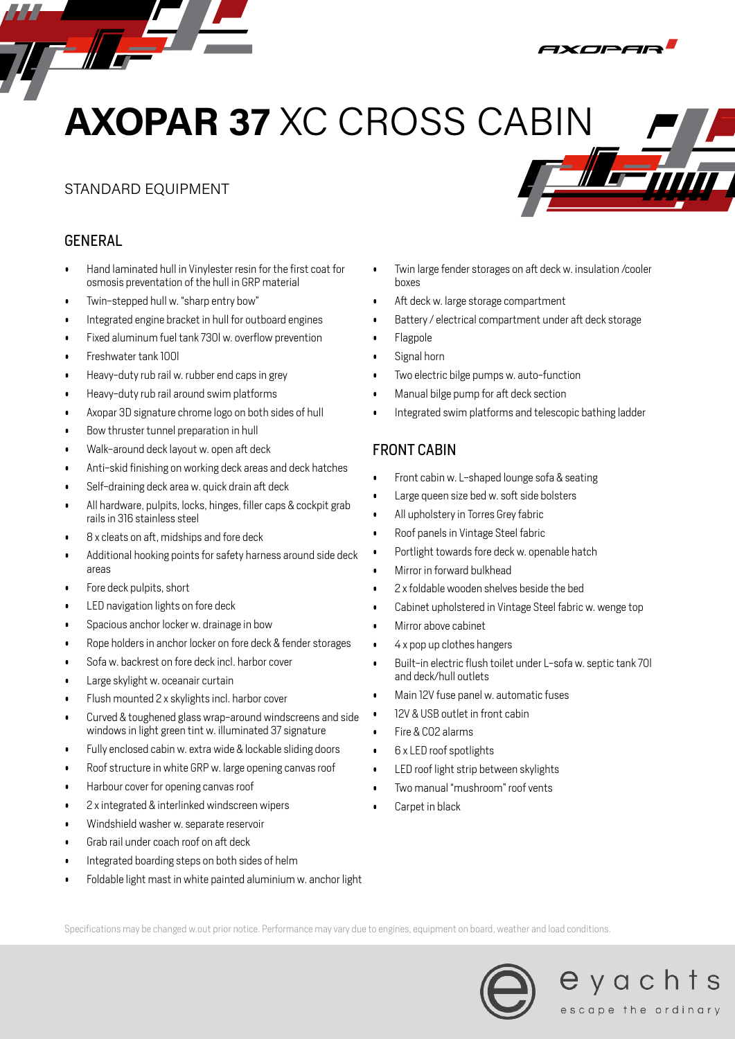# AXOPAR 37 XC CROSS CABIN

STANDARD EQUIPMENT

## GENERAL

- Hand laminated hull in Vinylester resin for the first coat for osmosis preventation of the hull in GRP material
- Twin-stepped hull w. "sharp entry bow"
- Integrated engine bracket in hull for outboard engines
- Fixed aluminum fuel tank 730l w. overflow prevention
- Freshwater tank 100l
- Heavy-duty rub rail w. rubber end caps in grey
- Heavy-duty rub rail around swim platforms
- Axopar 3D signature chrome logo on both sides of hull
- Bow thruster tunnel preparation in hull
- Walk-around deck layout w. open aft deck
- Anti-skid finishing on working deck areas and deck hatches
- Self-draining deck area w. quick drain aft deck
- All hardware, pulpits, locks, hinges, filler caps & cockpit grab rails in 316 stainless steel
- 8 x cleats on aft, midships and fore deck
- Additional hooking points for safety harness around side deck areas
- Fore deck pulpits, short
- LED navigation lights on fore deck
- Spacious anchor locker w. drainage in bow
- Rope holders in anchor locker on fore deck & fender storages
- Sofa w. backrest on fore deck incl. harbor cover
- Large skylight w. oceanair curtain
- Flush mounted 2 x skylights incl. harbor cover
- Curved & toughened glass wrap-around windscreens and side windows in light green tint w. illuminated 37 signature
- Fully enclosed cabin w. extra wide & lockable sliding doors
- Roof structure in white GRP w. large opening canvas roof
- Harbour cover for opening canvas roof
- 2 x integrated & interlinked windscreen wipers
- Windshield washer w. separate reservoir
- Grab rail under coach roof on aft deck
- Integrated boarding steps on both sides of helm
- Foldable light mast in white painted aluminium w. anchor light
- Twin large fender storages on aft deck w. insulation /cooler boxes
- Aft deck w. large storage compartment
- Battery / electrical compartment under aft deck storage
- Flagpole
- Signal horn
- Two electric bilge pumps w. auto-function
- Manual bilge pump for aft deck section
- Integrated swim platforms and telescopic bathing ladder

## FRONT CABIN

- Front cabin w. L-shaped lounge sofa & seating
- Large queen size bed w. soft side bolsters
- All upholstery in Torres Grey fabric
- Roof panels in Vintage Steel fabric
- Portlight towards fore deck w. openable hatch
- Mirror in forward bulkhead
- 2 x foldable wooden shelves beside the bed
- Cabinet upholstered in Vintage Steel fabric w. wenge top
- Mirror above cabinet
- 4 x pop up clothes hangers
- Built-in electric flush toilet under L-sofa w. septic tank 70l and deck/hull outlets
- Main 12V fuse panel w. automatic fuses
- 12V & USB outlet in front cabin
- Fire & CO2 alarms
- 6 x LED roof spotlights
- LED roof light strip between skylights
- Two manual "mushroom" roof vents
- Carpet in black

Specifications may be changed w.out prior notice. Performance may vary due to engines, equipment on board, weather and load conditions.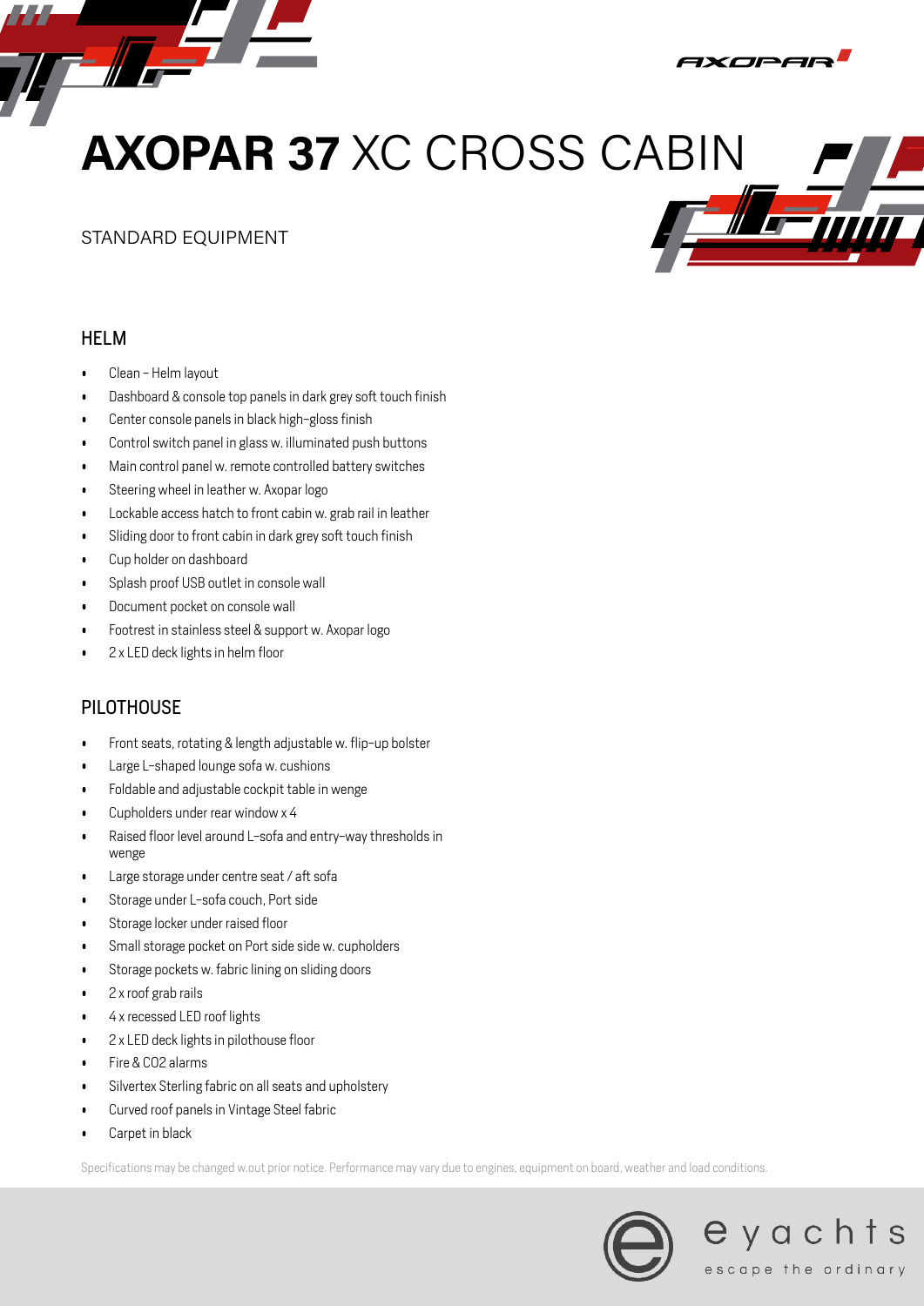# **AXOPAR 37** XC CROSS CABIN

STANDARD EQUIPMENT

## HELM

- Clean – Helm layout
- Dashboard & console top panels in dark grey soft touch finish
- Center console panels in black high-gloss finish
- Control switch panel in glass w. illuminated push buttons
- Main control panel w. remote controlled battery switches
- Steering wheel in leather w. Axopar logo
- Lockable access hatch to front cabin w. grab rail in leather
- Sliding door to front cabin in dark grey soft touch finish
- Cup holder on dashboard
- Splash proof USB outlet in console wall
- Document pocket on console wall
- Footrest in stainless steel & support w. Axopar logo
- 2 x LED deck lights in helm floor

## PILOTHOUSE

- Front seats, rotating & length adjustable w. flip-up bolster
- Large L-shaped lounge sofa w. cushions
- Foldable and adjustable cockpit table in wenge
- Cupholders under rear window x 4
- Raised floor level around L-sofa and entry-way thresholds in wenge
- Large storage under centre seat / aft sofa
- Storage under L-sofa couch, Port side
- Storage locker under raised floor
- Small storage pocket on Port side side w. cupholders
- Storage pockets w. fabric lining on sliding doors
- 2 x roof grab rails
- 4 x recessed LED roof lights
- 2 x LED deck lights in pilothouse floor
- Fire & CO2 alarms
- Silvertex Sterling fabric on all seats and upholstery
- Curved roof panels in Vintage Steel fabric
- Carpet in black

Specifications may be changed w.out prior notice. Performance may vary due to engines, equipment on board, weather and load conditions.